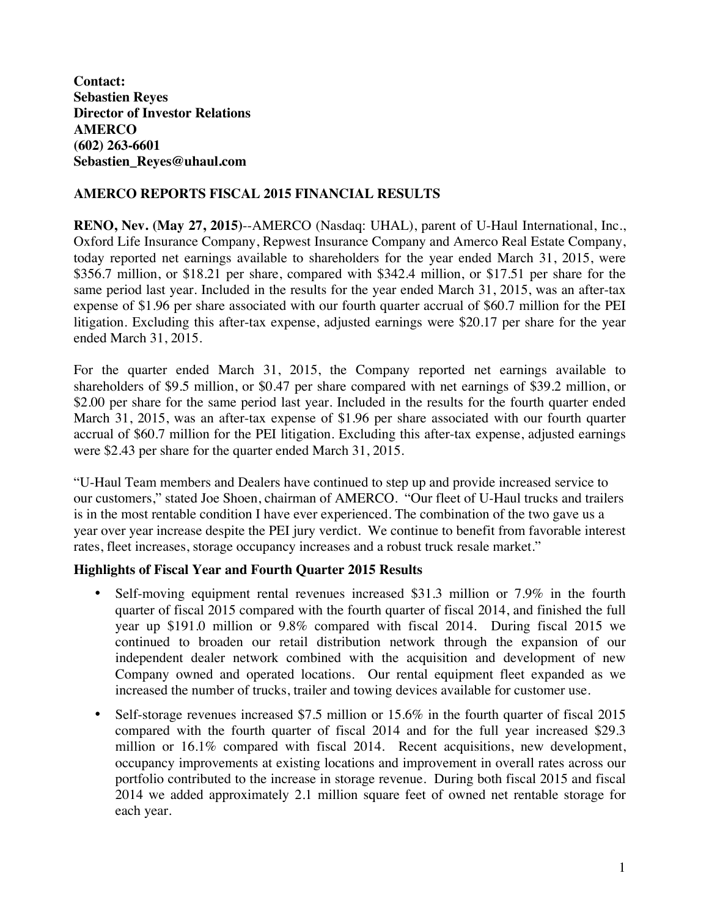**Contact:**
**Sebastien Reyes**
**Director of Investor Relations**
**AMERCO**
**(602) 263-6601**
**Sebastien_Reyes@uhaul.com**

## AMERCO REPORTS FISCAL 2015 FINANCIAL RESULTS

**RENO, Nev. (May 27, 2015)**--AMERCO (Nasdaq: UHAL), parent of U-Haul International, Inc., Oxford Life Insurance Company, Repwest Insurance Company and Amerco Real Estate Company, today reported net earnings available to shareholders for the year ended March 31, 2015, were $356.7 million, or $18.21 per share, compared with $342.4 million, or $17.51 per share for the same period last year. Included in the results for the year ended March 31, 2015, was an after-tax expense of $1.96 per share associated with our fourth quarter accrual of $60.7 million for the PEI litigation. Excluding this after-tax expense, adjusted earnings were $20.17 per share for the year ended March 31, 2015.

For the quarter ended March 31, 2015, the Company reported net earnings available to shareholders of $9.5 million, or $0.47 per share compared with net earnings of $39.2 million, or $2.00 per share for the same period last year. Included in the results for the fourth quarter ended March 31, 2015, was an after-tax expense of $1.96 per share associated with our fourth quarter accrual of $60.7 million for the PEI litigation. Excluding this after-tax expense, adjusted earnings were $2.43 per share for the quarter ended March 31, 2015.

"U-Haul Team members and Dealers have continued to step up and provide increased service to our customers," stated Joe Shoen, chairman of AMERCO. "Our fleet of U-Haul trucks and trailers is in the most rentable condition I have ever experienced. The combination of the two gave us a year over year increase despite the PEI jury verdict. We continue to benefit from favorable interest rates, fleet increases, storage occupancy increases and a robust truck resale market."

### Highlights of Fiscal Year and Fourth Quarter 2015 Results

- Self-moving equipment rental revenues increased $31.3 million or 7.9% in the fourth quarter of fiscal 2015 compared with the fourth quarter of fiscal 2014, and finished the full year up $191.0 million or 9.8% compared with fiscal 2014. During fiscal 2015 we continued to broaden our retail distribution network through the expansion of our independent dealer network combined with the acquisition and development of new Company owned and operated locations. Our rental equipment fleet expanded as we increased the number of trucks, trailer and towing devices available for customer use.
- Self-storage revenues increased $7.5 million or 15.6% in the fourth quarter of fiscal 2015 compared with the fourth quarter of fiscal 2014 and for the full year increased $29.3 million or 16.1% compared with fiscal 2014. Recent acquisitions, new development, occupancy improvements at existing locations and improvement in overall rates across our portfolio contributed to the increase in storage revenue. During both fiscal 2015 and fiscal 2014 we added approximately 2.1 million square feet of owned net rentable storage for each year.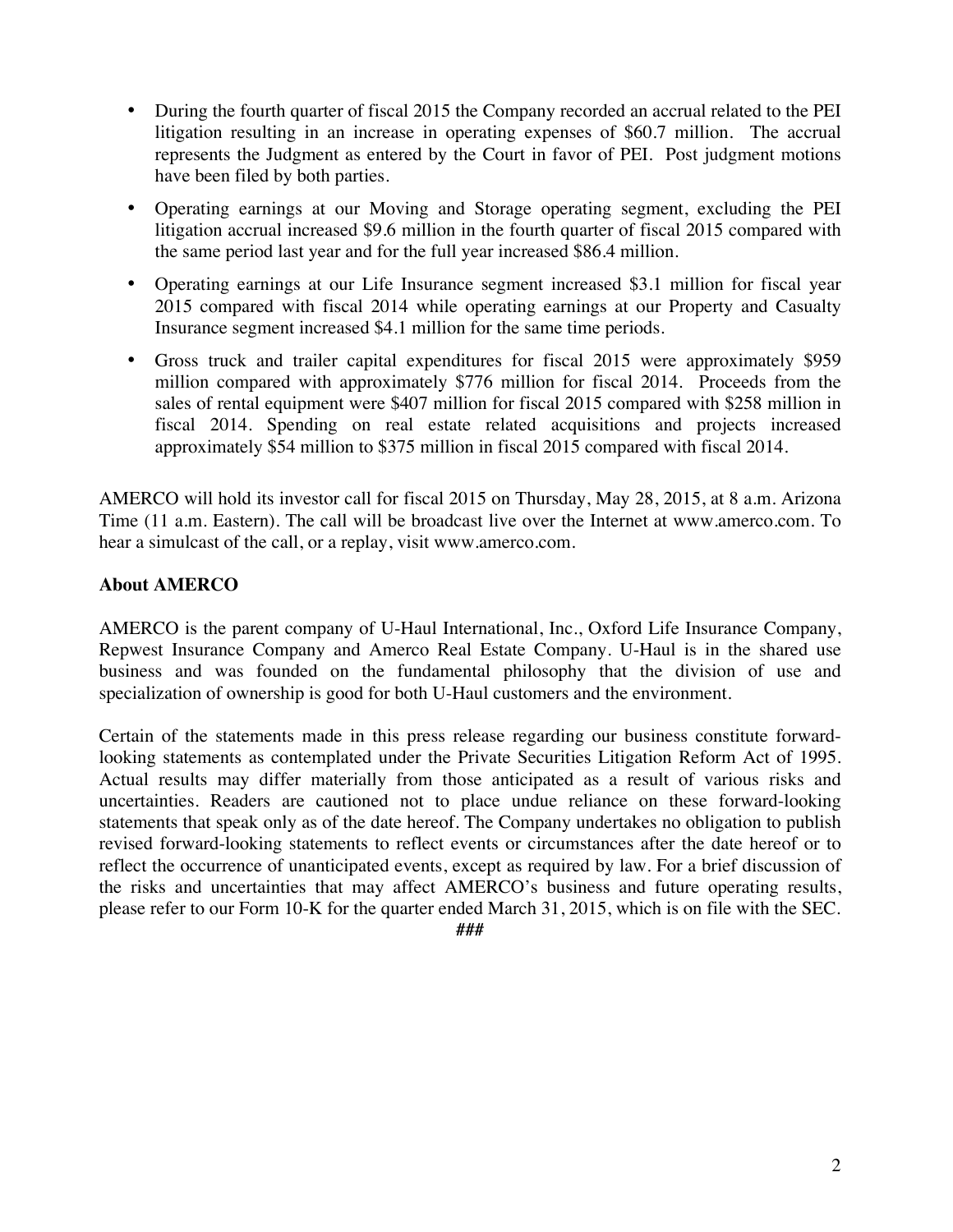- During the fourth quarter of fiscal 2015 the Company recorded an accrual related to the PEI litigation resulting in an increase in operating expenses of $60.7 million. The accrual represents the Judgment as entered by the Court in favor of PEI. Post judgment motions have been filed by both parties.
- Operating earnings at our Moving and Storage operating segment, excluding the PEI litigation accrual increased $9.6 million in the fourth quarter of fiscal 2015 compared with the same period last year and for the full year increased $86.4 million.
- Operating earnings at our Life Insurance segment increased $3.1 million for fiscal year 2015 compared with fiscal 2014 while operating earnings at our Property and Casualty Insurance segment increased $4.1 million for the same time periods.
- Gross truck and trailer capital expenditures for fiscal 2015 were approximately $959 million compared with approximately $776 million for fiscal 2014. Proceeds from the sales of rental equipment were $407 million for fiscal 2015 compared with $258 million in fiscal 2014. Spending on real estate related acquisitions and projects increased approximately $54 million to $375 million in fiscal 2015 compared with fiscal 2014.

AMERCO will hold its investor call for fiscal 2015 on Thursday, May 28, 2015, at 8 a.m. Arizona Time (11 a.m. Eastern). The call will be broadcast live over the Internet at www.amerco.com. To hear a simulcast of the call, or a replay, visit www.amerco.com.

**About AMERCO**

AMERCO is the parent company of U-Haul International, Inc., Oxford Life Insurance Company, Repwest Insurance Company and Amerco Real Estate Company. U-Haul is in the shared use business and was founded on the fundamental philosophy that the division of use and specialization of ownership is good for both U-Haul customers and the environment.

Certain of the statements made in this press release regarding our business constitute forward-looking statements as contemplated under the Private Securities Litigation Reform Act of 1995. Actual results may differ materially from those anticipated as a result of various risks and uncertainties. Readers are cautioned not to place undue reliance on these forward-looking statements that speak only as of the date hereof. The Company undertakes no obligation to publish revised forward-looking statements to reflect events or circumstances after the date hereof or to reflect the occurrence of unanticipated events, except as required by law. For a brief discussion of the risks and uncertainties that may affect AMERCO's business and future operating results, please refer to our Form 10-K for the quarter ended March 31, 2015, which is on file with the SEC.

###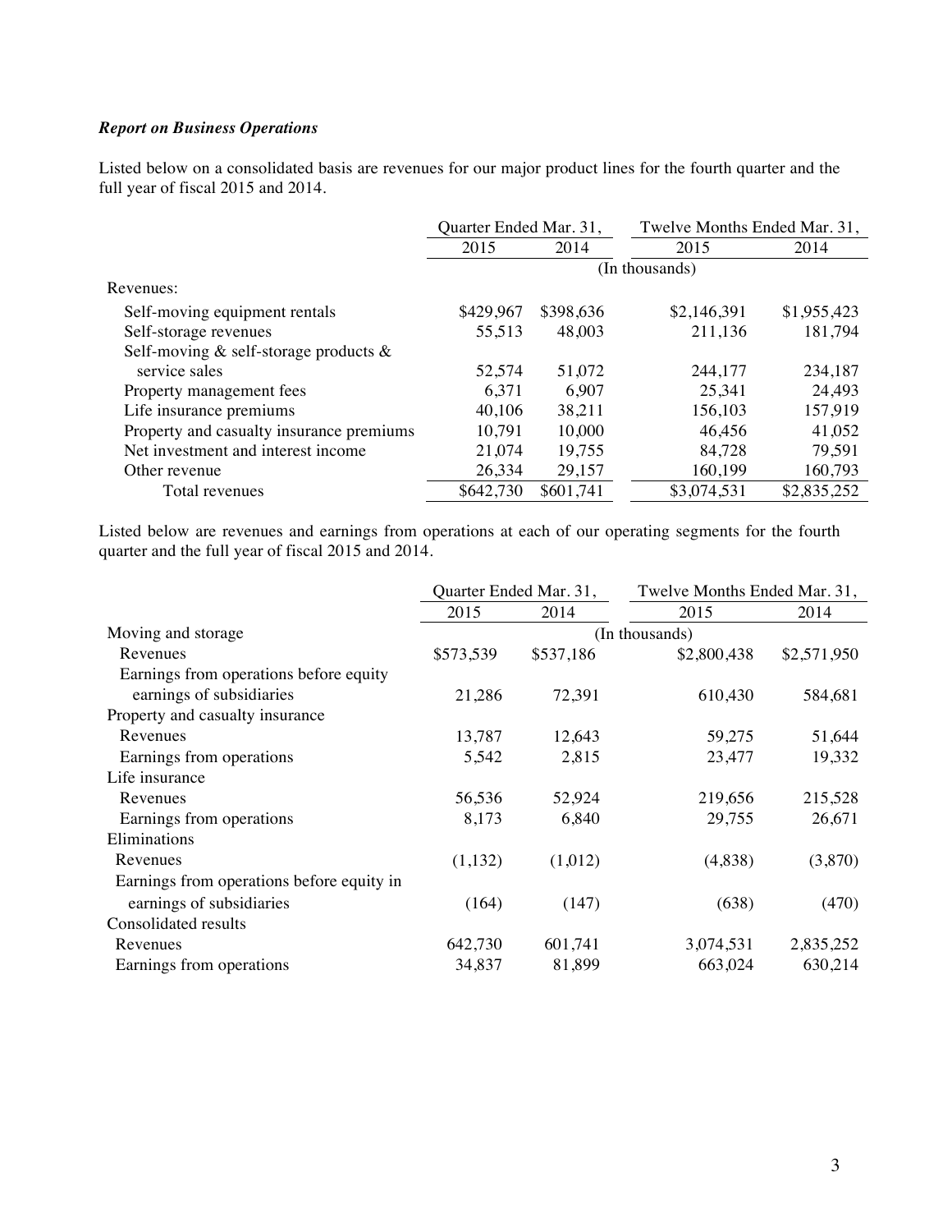### *Report on Business Operations*

Listed below on a consolidated basis are revenues for our major product lines for the fourth quarter and the full year of fiscal 2015 and 2014.

| | Quarter Ended Mar. 31, | | Twelve Months Ended Mar. 31, | |
|---|---|---|---|---|
| | 2015 | 2014 | 2015 | 2014 |
| | (In thousands) | | | |
| Revenues: | | | | |
| Self-moving equipment rentals | $429,967 | $398,636 | $2,146,391 | $1,955,423 |
| Self-storage revenues | 55,513 | 48,003 | 211,136 | 181,794 |
| Self-moving & self-storage products & service sales | 52,574 | 51,072 | 244,177 | 234,187 |
| Property management fees | 6,371 | 6,907 | 25,341 | 24,493 |
| Life insurance premiums | 40,106 | 38,211 | 156,103 | 157,919 |
| Property and casualty insurance premiums | 10,791 | 10,000 | 46,456 | 41,052 |
| Net investment and interest income | 21,074 | 19,755 | 84,728 | 79,591 |
| Other revenue | 26,334 | 29,157 | 160,199 | 160,793 |
| Total revenues | $642,730 | $601,741 | $3,074,531 | $2,835,252 |

Listed below are revenues and earnings from operations at each of our operating segments for the fourth quarter and the full year of fiscal 2015 and 2014.

| | Quarter Ended Mar. 31, | | Twelve Months Ended Mar. 31, | |
|---|---|---|---|---|
| | 2015 | 2014 | 2015 | 2014 |
| Moving and storage | (In thousands) | | | |
| Revenues | $573,539 | $537,186 | $2,800,438 | $2,571,950 |
| Earnings from operations before equity earnings of subsidiaries | 21,286 | 72,391 | 610,430 | 584,681 |
| Property and casualty insurance | | | | |
| Revenues | 13,787 | 12,643 | 59,275 | 51,644 |
| Earnings from operations | 5,542 | 2,815 | 23,477 | 19,332 |
| Life insurance | | | | |
| Revenues | 56,536 | 52,924 | 219,656 | 215,528 |
| Earnings from operations | 8,173 | 6,840 | 29,755 | 26,671 |
| Eliminations | | | | |
| Revenues | (1,132) | (1,012) | (4,838) | (3,870) |
| Earnings from operations before equity in earnings of subsidiaries | (164) | (147) | (638) | (470) |
| Consolidated results | | | | |
| Revenues | 642,730 | 601,741 | 3,074,531 | 2,835,252 |
| Earnings from operations | 34,837 | 81,899 | 663,024 | 630,214 |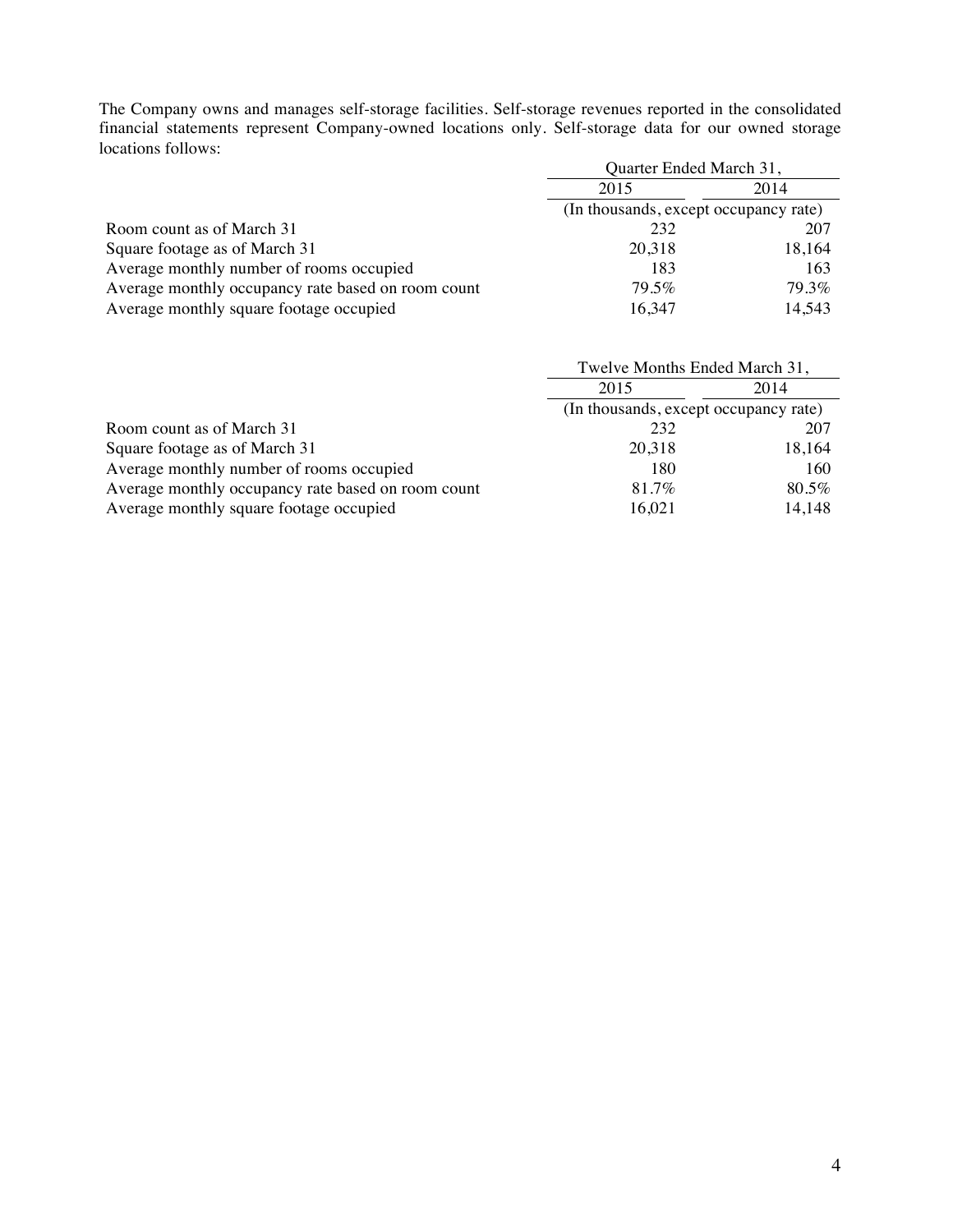The Company owns and manages self-storage facilities. Self-storage revenues reported in the consolidated financial statements represent Company-owned locations only. Self-storage data for our owned storage locations follows:

| | Quarter Ended March 31, | |
|---|---|---|
| | 2015 | 2014 |
| | (In thousands, except occupancy rate) | |
| Room count as of March 31 | 232 | 207 |
| Square footage as of March 31 | 20,318 | 18,164 |
| Average monthly number of rooms occupied | 183 | 163 |
| Average monthly occupancy rate based on room count | 79.5% | 79.3% |
| Average monthly square footage occupied | 16,347 | 14,543 |

| | Twelve Months Ended March 31, | |
|---|---|---|
| | 2015 | 2014 |
| | (In thousands, except occupancy rate) | |
| Room count as of March 31 | 232 | 207 |
| Square footage as of March 31 | 20,318 | 18,164 |
| Average monthly number of rooms occupied | 180 | 160 |
| Average monthly occupancy rate based on room count | 81.7% | 80.5% |
| Average monthly square footage occupied | 16,021 | 14,148 |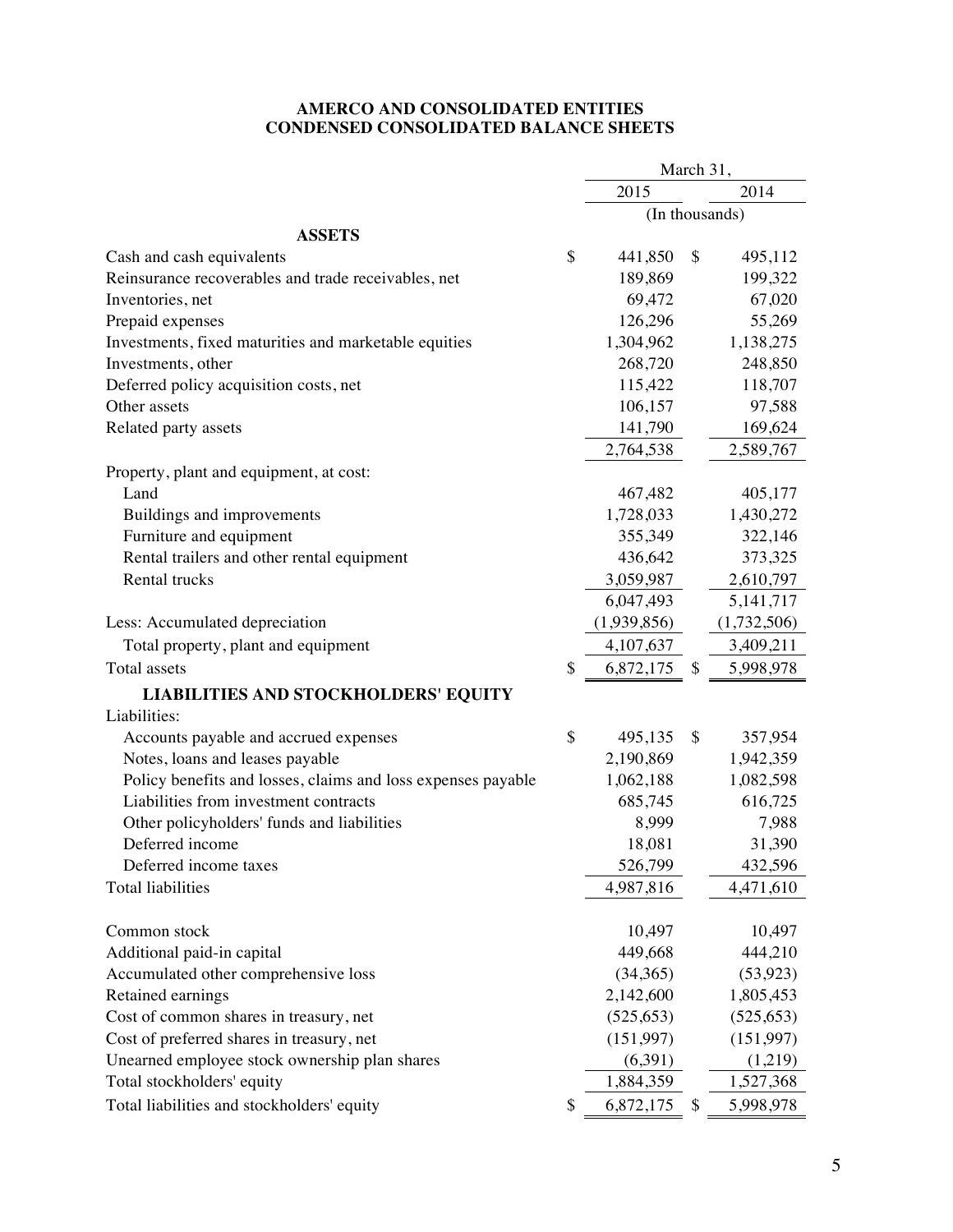# AMERCO AND CONSOLIDATED ENTITIES
## CONDENSED CONSOLIDATED BALANCE SHEETS

| | March 31, 2015 | March 31, 2014 |
|---|---|---|
| | (In thousands) | |
| **ASSETS** | | |
| Cash and cash equivalents | $ 441,850 | $ 495,112 |
| Reinsurance recoverables and trade receivables, net | 189,869 | 199,322 |
| Inventories, net | 69,472 | 67,020 |
| Prepaid expenses | 126,296 | 55,269 |
| Investments, fixed maturities and marketable equities | 1,304,962 | 1,138,275 |
| Investments, other | 268,720 | 248,850 |
| Deferred policy acquisition costs, net | 115,422 | 118,707 |
| Other assets | 106,157 | 97,588 |
| Related party assets | 141,790 | 169,624 |
| | 2,764,538 | 2,589,767 |
| Property, plant and equipment, at cost: | | |
| Land | 467,482 | 405,177 |
| Buildings and improvements | 1,728,033 | 1,430,272 |
| Furniture and equipment | 355,349 | 322,146 |
| Rental trailers and other rental equipment | 436,642 | 373,325 |
| Rental trucks | 3,059,987 | 2,610,797 |
| | 6,047,493 | 5,141,717 |
| Less: Accumulated depreciation | (1,939,856) | (1,732,506) |
| Total property, plant and equipment | 4,107,637 | 3,409,211 |
| Total assets | $ 6,872,175 | $ 5,998,978 |
| **LIABILITIES AND STOCKHOLDERS' EQUITY** | | |
| Liabilities: | | |
| Accounts payable and accrued expenses | $ 495,135 | $ 357,954 |
| Notes, loans and leases payable | 2,190,869 | 1,942,359 |
| Policy benefits and losses, claims and loss expenses payable | 1,062,188 | 1,082,598 |
| Liabilities from investment contracts | 685,745 | 616,725 |
| Other policyholders' funds and liabilities | 8,999 | 7,988 |
| Deferred income | 18,081 | 31,390 |
| Deferred income taxes | 526,799 | 432,596 |
| Total liabilities | 4,987,816 | 4,471,610 |
| | | |
| Common stock | 10,497 | 10,497 |
| Additional paid-in capital | 449,668 | 444,210 |
| Accumulated other comprehensive loss | (34,365) | (53,923) |
| Retained earnings | 2,142,600 | 1,805,453 |
| Cost of common shares in treasury, net | (525,653) | (525,653) |
| Cost of preferred shares in treasury, net | (151,997) | (151,997) |
| Unearned employee stock ownership plan shares | (6,391) | (1,219) |
| Total stockholders' equity | 1,884,359 | 1,527,368 |
| Total liabilities and stockholders' equity | $ 6,872,175 | $ 5,998,978 |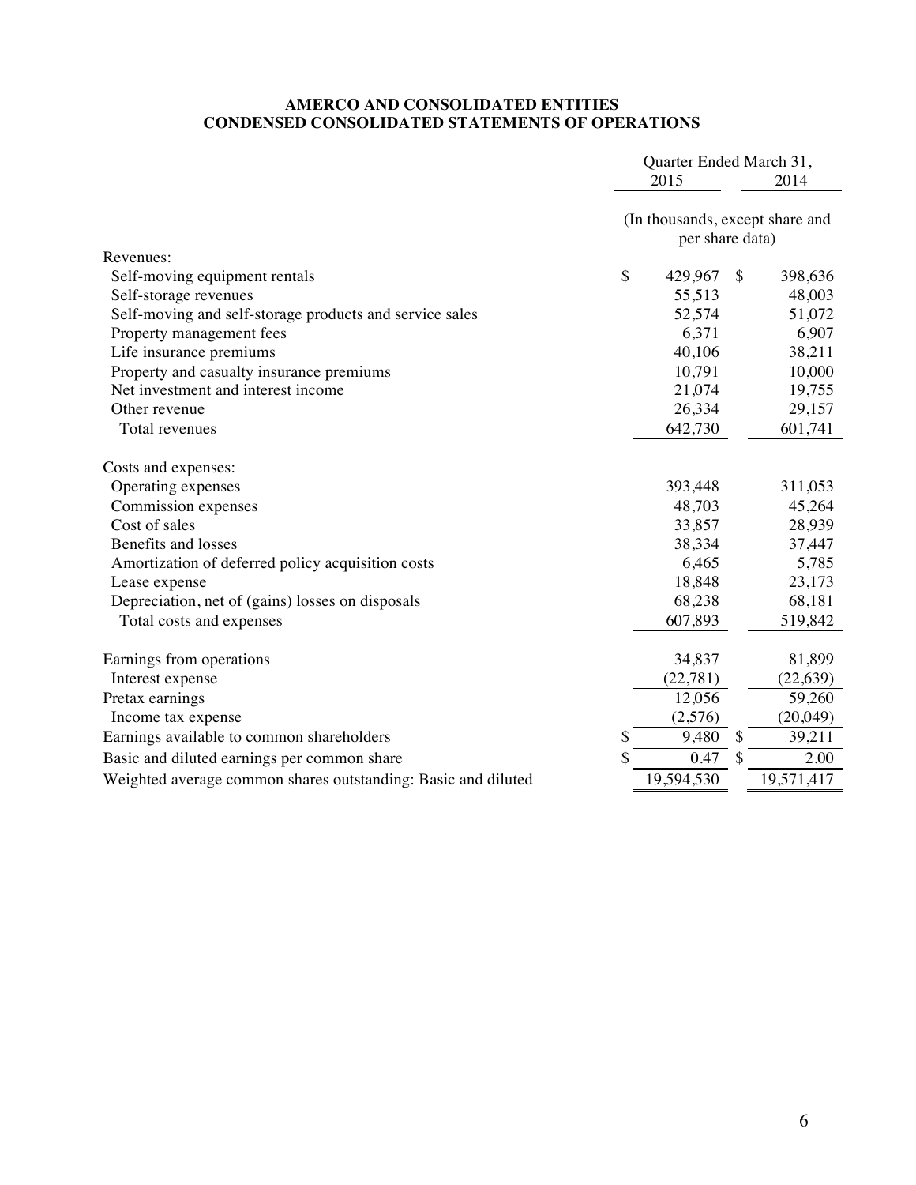**AMERCO AND CONSOLIDATED ENTITIES**
**CONDENSED CONSOLIDATED STATEMENTS OF OPERATIONS**

| | Quarter Ended March 31, | |
|---|---|---|
| | 2015 | 2014 |
| | (In thousands, except share and per share data) | |
| Revenues: | | |
| Self-moving equipment rentals | $ 429,967 | $ 398,636 |
| Self-storage revenues | 55,513 | 48,003 |
| Self-moving and self-storage products and service sales | 52,574 | 51,072 |
| Property management fees | 6,371 | 6,907 |
| Life insurance premiums | 40,106 | 38,211 |
| Property and casualty insurance premiums | 10,791 | 10,000 |
| Net investment and interest income | 21,074 | 19,755 |
| Other revenue | 26,334 | 29,157 |
| Total revenues | 642,730 | 601,741 |
| Costs and expenses: | | |
| Operating expenses | 393,448 | 311,053 |
| Commission expenses | 48,703 | 45,264 |
| Cost of sales | 33,857 | 28,939 |
| Benefits and losses | 38,334 | 37,447 |
| Amortization of deferred policy acquisition costs | 6,465 | 5,785 |
| Lease expense | 18,848 | 23,173 |
| Depreciation, net of (gains) losses on disposals | 68,238 | 68,181 |
| Total costs and expenses | 607,893 | 519,842 |
| Earnings from operations | 34,837 | 81,899 |
| Interest expense | (22,781) | (22,639) |
| Pretax earnings | 12,056 | 59,260 |
| Income tax expense | (2,576) | (20,049) |
| Earnings available to common shareholders | $ 9,480 | $ 39,211 |
| Basic and diluted earnings per common share | $ 0.47 | $ 2.00 |
| Weighted average common shares outstanding: Basic and diluted | 19,594,530 | 19,571,417 |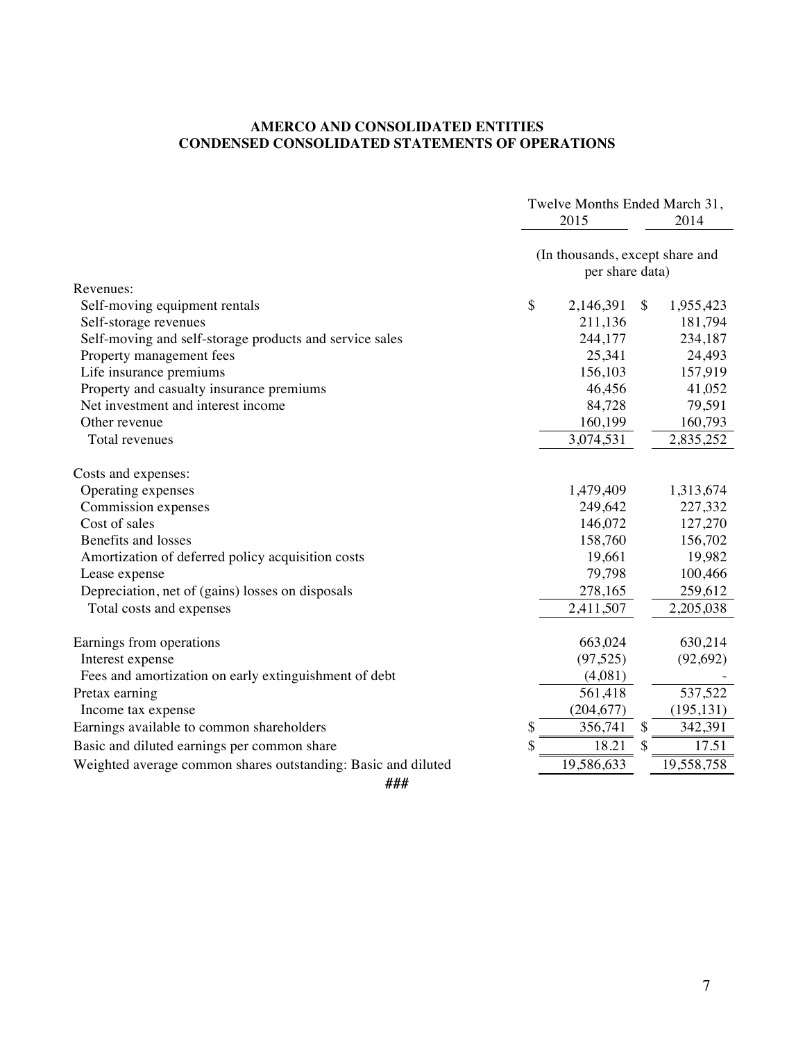**AMERCO AND CONSOLIDATED ENTITIES**
**CONDENSED CONSOLIDATED STATEMENTS OF OPERATIONS**

| | Twelve Months Ended March 31, | |
|---|---|---|
| | 2015 | 2014 |
| | (In thousands, except share and per share data) | |
| Revenues: | | |
| Self-moving equipment rentals | $ 2,146,391 | $ 1,955,423 |
| Self-storage revenues | 211,136 | 181,794 |
| Self-moving and self-storage products and service sales | 244,177 | 234,187 |
| Property management fees | 25,341 | 24,493 |
| Life insurance premiums | 156,103 | 157,919 |
| Property and casualty insurance premiums | 46,456 | 41,052 |
| Net investment and interest income | 84,728 | 79,591 |
| Other revenue | 160,199 | 160,793 |
| Total revenues | 3,074,531 | 2,835,252 |
| Costs and expenses: | | |
| Operating expenses | 1,479,409 | 1,313,674 |
| Commission expenses | 249,642 | 227,332 |
| Cost of sales | 146,072 | 127,270 |
| Benefits and losses | 158,760 | 156,702 |
| Amortization of deferred policy acquisition costs | 19,661 | 19,982 |
| Lease expense | 79,798 | 100,466 |
| Depreciation, net of (gains) losses on disposals | 278,165 | 259,612 |
| Total costs and expenses | 2,411,507 | 2,205,038 |
| Earnings from operations | 663,024 | 630,214 |
| Interest expense | (97,525) | (92,692) |
| Fees and amortization on early extinguishment of debt | (4,081) | - |
| Pretax earning | 561,418 | 537,522 |
| Income tax expense | (204,677) | (195,131) |
| Earnings available to common shareholders | $ 356,741 | $ 342,391 |
| Basic and diluted earnings per common share | $ 18.21 | $ 17.51 |
| Weighted average common shares outstanding: Basic and diluted | 19,586,633 | 19,558,758 |

***###***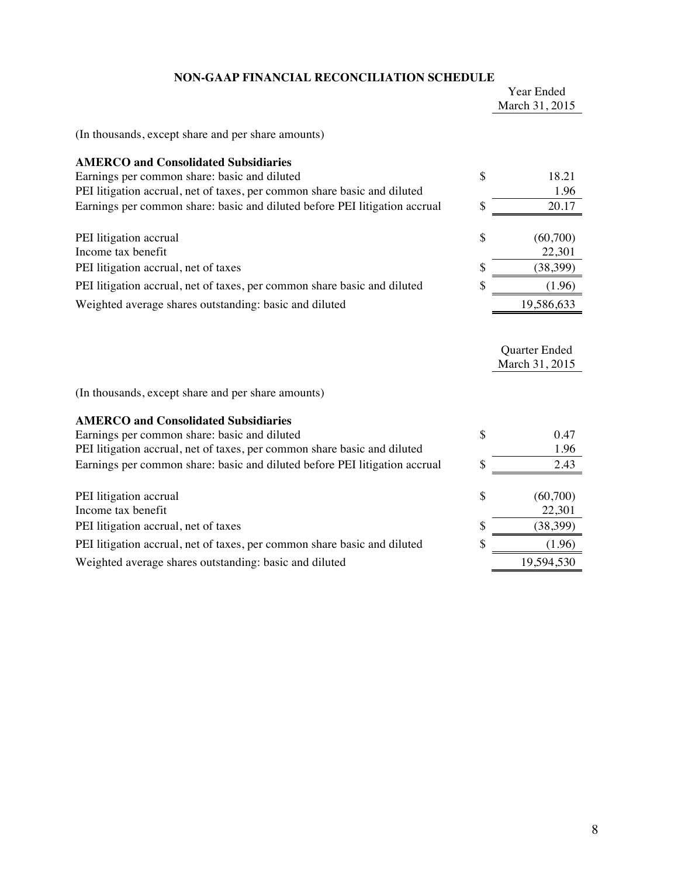## NON-GAAP FINANCIAL RECONCILIATION SCHEDULE

(In thousands, except share and per share amounts)

| | | Year Ended March 31, 2015 |
|---|---|---|
| **AMERCO and Consolidated Subsidiaries** | | |
| Earnings per common share: basic and diluted | $ | 18.21 |
| PEI litigation accrual, net of taxes, per common share basic and diluted | | 1.96 |
| Earnings per common share: basic and diluted before PEI litigation accrual | $ | 20.17 |
| | | |
| PEI litigation accrual | $ | (60,700) |
| Income tax benefit | | 22,301 |
| PEI litigation accrual, net of taxes | $ | (38,399) |
| PEI litigation accrual, net of taxes, per common share basic and diluted | $ | (1.96) |
| Weighted average shares outstanding: basic and diluted | | 19,586,633 |

(In thousands, except share and per share amounts)

| | | Quarter Ended March 31, 2015 |
|---|---|---|
| **AMERCO and Consolidated Subsidiaries** | | |
| Earnings per common share: basic and diluted | $ | 0.47 |
| PEI litigation accrual, net of taxes, per common share basic and diluted | | 1.96 |
| Earnings per common share: basic and diluted before PEI litigation accrual | $ | 2.43 |
| | | |
| PEI litigation accrual | $ | (60,700) |
| Income tax benefit | | 22,301 |
| PEI litigation accrual, net of taxes | $ | (38,399) |
| PEI litigation accrual, net of taxes, per common share basic and diluted | $ | (1.96) |
| Weighted average shares outstanding: basic and diluted | | 19,594,530 |